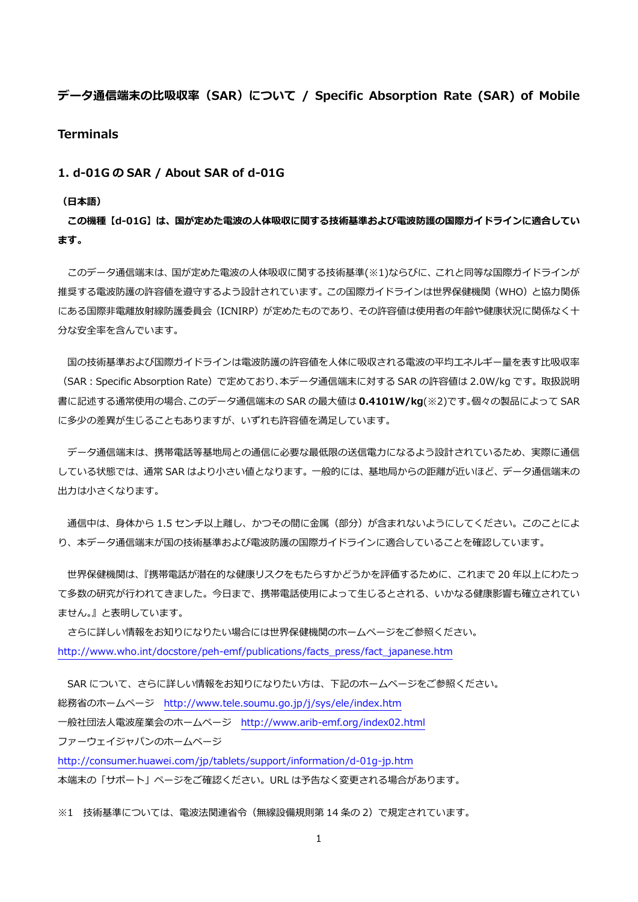# データ通信端末の比吸収率（SAR）について / Specific Absorption Rate (SAR) of Mobile Terminals

## 1. d-01G の SAR / About SAR of d-01G

**（日本語）**

**この機種【d-01G】は、国が定めた電波の人体吸収に関する技術基準および電波防護の国際ガイドラインに適合しています。**

このデータ通信端末は、国が定めた電波の人体吸収に関する技術基準(※1)ならびに、これと同等な国際ガイドラインが推奨する電波防護の許容値を遵守するよう設計されています。この国際ガイドラインは世界保健機関（WHO）と協力関係にある国際非電離放射線防護委員会（ICNIRP）が定めたものであり、その許容値は使用者の年齢や健康状況に関係なく十分な安全率を含んでいます。

国の技術基準および国際ガイドラインは電波防護の許容値を人体に吸収される電波の平均エネルギー量を表す比吸収率（SAR：Specific Absorption Rate）で定めており、本データ通信端末に対する SAR の許容値は 2.0W/kg です。取扱説明書に記述する通常使用の場合、このデータ通信端末の SAR の最大値は **0.4101W/kg**(※2)です。個々の製品によって SAR に多少の差異が生じることもありますが、いずれも許容値を満足しています。

データ通信端末は、携帯電話等基地局との通信に必要な最低限の送信電力になるよう設計されているため、実際に通信している状態では、通常 SAR はより小さい値となります。一般的には、基地局からの距離が近いほど、データ通信端末の出力は小さくなります。

通信中は、身体から 1.5 センチ以上離し、かつその間に金属（部分）が含まれないようにしてください。このことにより、本データ通信端末が国の技術基準および電波防護の国際ガイドラインに適合していることを確認しています。

世界保健機関は、『携帯電話が潜在的な健康リスクをもたらすかどうかを評価するために、これまで 20 年以上にわたって多数の研究が行われてきました。今日まで、携帯電話使用によって生じるとされる、いかなる健康影響も確立されていません。』と表明しています。

さらに詳しい情報をお知りになりたい場合には世界保健機関のホームページをご参照ください。
http://www.who.int/docstore/peh-emf/publications/facts_press/fact_japanese.htm

SAR について、さらに詳しい情報をお知りになりたい方は、下記のホームページをご参照ください。
総務省のホームページ　http://www.tele.soumu.go.jp/j/sys/ele/index.htm
一般社団法人電波産業会のホームページ　http://www.arib-emf.org/index02.html
ファーウェイジャパンのホームページ
http://consumer.huawei.com/jp/tablets/support/information/d-01g-jp.htm
本端末の「サポート」ページをご確認ください。URL は予告なく変更される場合があります。

※1　技術基準については、電波法関連省令（無線設備規則第 14 条の 2）で規定されています。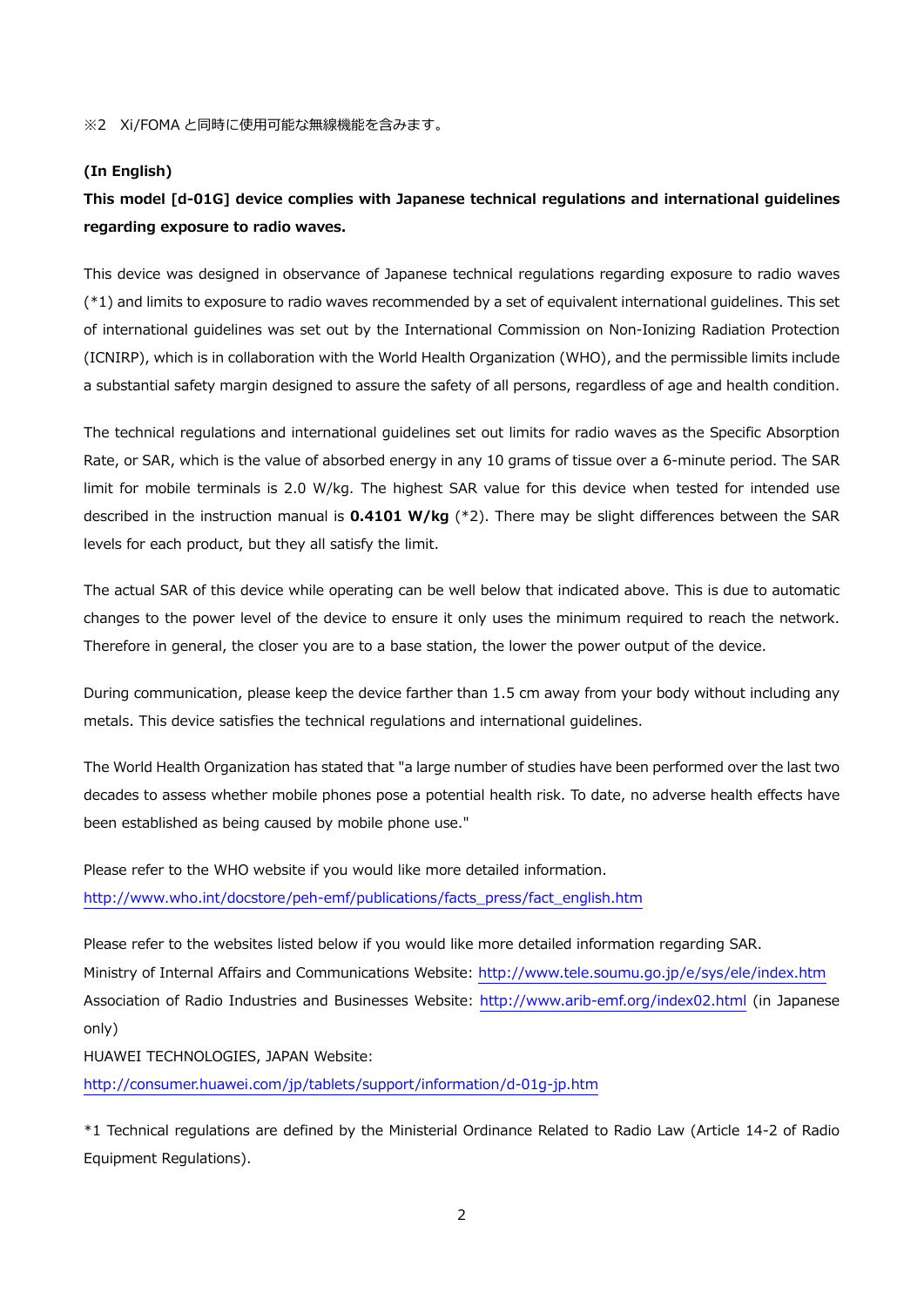※2　Xi/FOMA と同時に使用可能な無線機能を含みます。

**(In English)**

**This model [d-01G] device complies with Japanese technical regulations and international guidelines regarding exposure to radio waves.**

This device was designed in observance of Japanese technical regulations regarding exposure to radio waves (*1) and limits to exposure to radio waves recommended by a set of equivalent international guidelines. This set of international guidelines was set out by the International Commission on Non-Ionizing Radiation Protection (ICNIRP), which is in collaboration with the World Health Organization (WHO), and the permissible limits include a substantial safety margin designed to assure the safety of all persons, regardless of age and health condition.

The technical regulations and international guidelines set out limits for radio waves as the Specific Absorption Rate, or SAR, which is the value of absorbed energy in any 10 grams of tissue over a 6-minute period. The SAR limit for mobile terminals is 2.0 W/kg. The highest SAR value for this device when tested for intended use described in the instruction manual is **0.4101 W/kg** (*2). There may be slight differences between the SAR levels for each product, but they all satisfy the limit.

The actual SAR of this device while operating can be well below that indicated above. This is due to automatic changes to the power level of the device to ensure it only uses the minimum required to reach the network. Therefore in general, the closer you are to a base station, the lower the power output of the device.

During communication, please keep the device farther than 1.5 cm away from your body without including any metals. This device satisfies the technical regulations and international guidelines.

The World Health Organization has stated that "a large number of studies have been performed over the last two decades to assess whether mobile phones pose a potential health risk. To date, no adverse health effects have been established as being caused by mobile phone use."

Please refer to the WHO website if you would like more detailed information.
http://www.who.int/docstore/peh-emf/publications/facts_press/fact_english.htm

Please refer to the websites listed below if you would like more detailed information regarding SAR.
Ministry of Internal Affairs and Communications Website: http://www.tele.soumu.go.jp/e/sys/ele/index.htm
Association of Radio Industries and Businesses Website: http://www.arib-emf.org/index02.html (in Japanese only)
HUAWEI TECHNOLOGIES, JAPAN Website:
http://consumer.huawei.com/jp/tablets/support/information/d-01g-jp.htm

*1 Technical regulations are defined by the Ministerial Ordinance Related to Radio Law (Article 14-2 of Radio Equipment Regulations).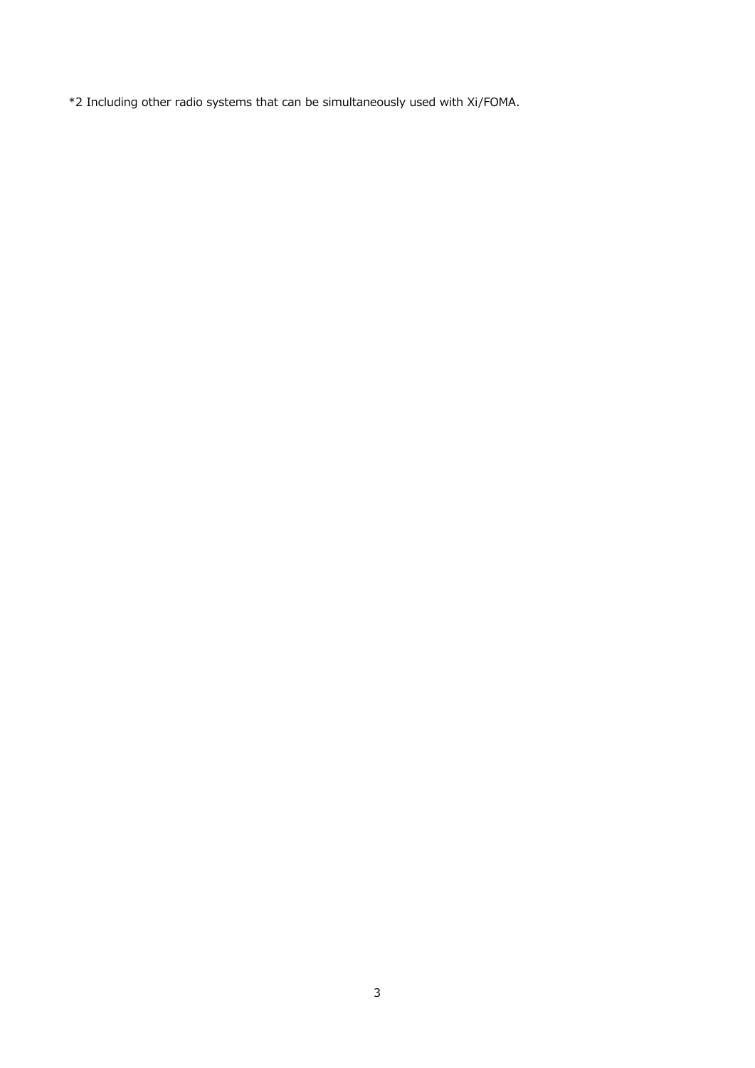*2 Including other radio systems that can be simultaneously used with Xi/FOMA.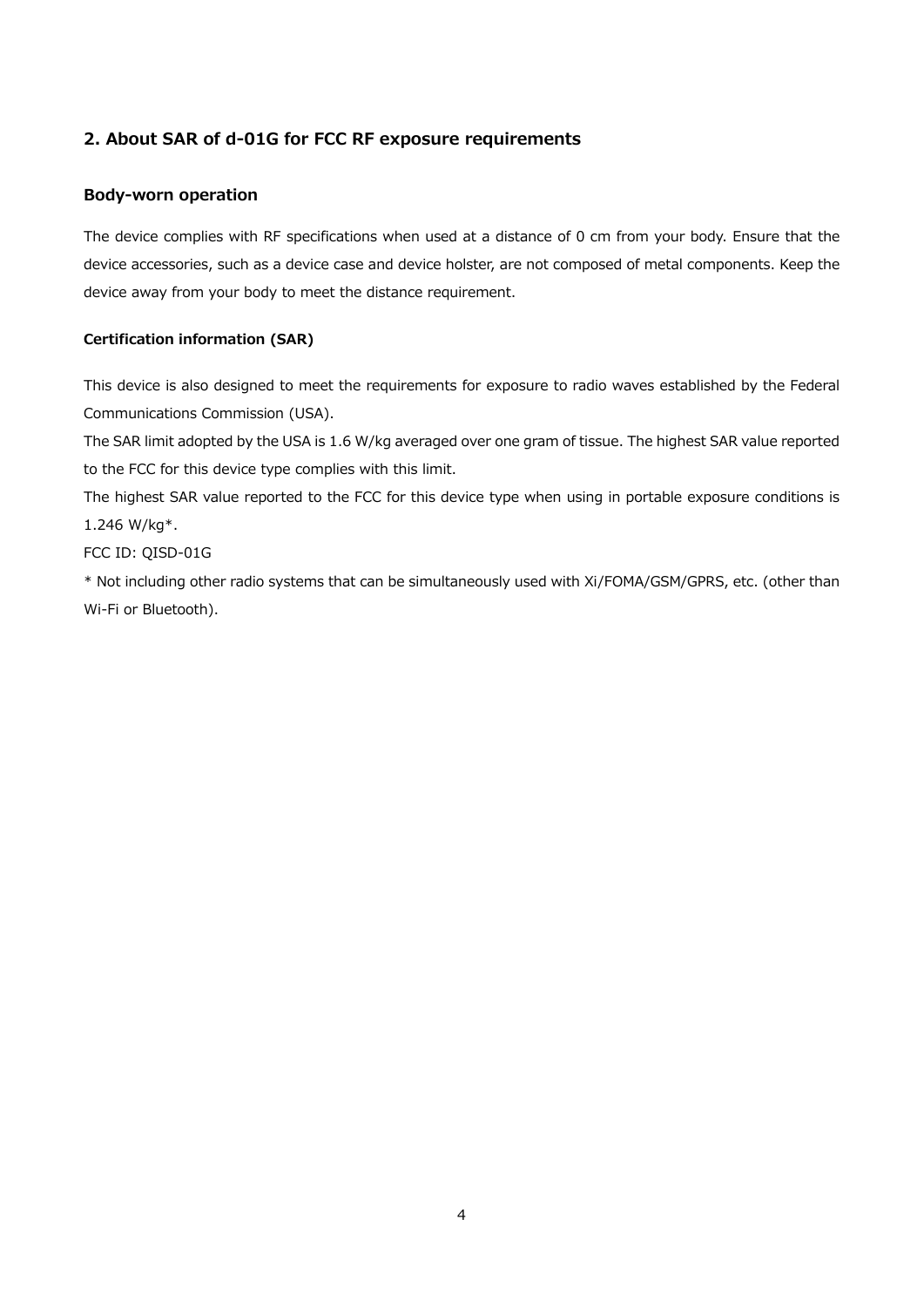## 2. About SAR of d-01G for FCC RF exposure requirements

### Body-worn operation

The device complies with RF specifications when used at a distance of 0 cm from your body. Ensure that the device accessories, such as a device case and device holster, are not composed of metal components. Keep the device away from your body to meet the distance requirement.

#### Certification information (SAR)

This device is also designed to meet the requirements for exposure to radio waves established by the Federal Communications Commission (USA).

The SAR limit adopted by the USA is 1.6 W/kg averaged over one gram of tissue. The highest SAR value reported to the FCC for this device type complies with this limit.

The highest SAR value reported to the FCC for this device type when using in portable exposure conditions is 1.246 W/kg*.

FCC ID: QISD-01G

* Not including other radio systems that can be simultaneously used with Xi/FOMA/GSM/GPRS, etc. (other than Wi-Fi or Bluetooth).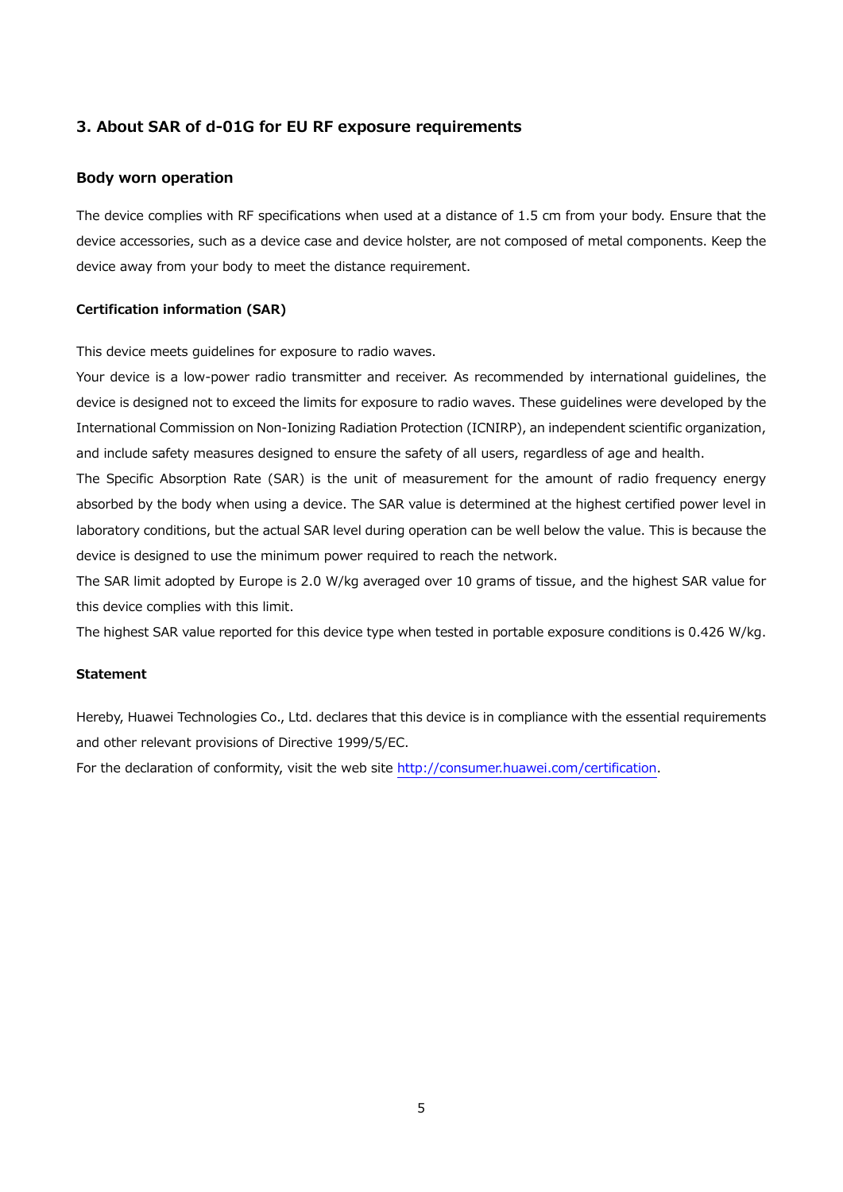## 3. About SAR of d-01G for EU RF exposure requirements

### Body worn operation

The device complies with RF specifications when used at a distance of 1.5 cm from your body. Ensure that the device accessories, such as a device case and device holster, are not composed of metal components. Keep the device away from your body to meet the distance requirement.

#### Certification information (SAR)

This device meets guidelines for exposure to radio waves.

Your device is a low-power radio transmitter and receiver. As recommended by international guidelines, the device is designed not to exceed the limits for exposure to radio waves. These guidelines were developed by the International Commission on Non-Ionizing Radiation Protection (ICNIRP), an independent scientific organization, and include safety measures designed to ensure the safety of all users, regardless of age and health.

The Specific Absorption Rate (SAR) is the unit of measurement for the amount of radio frequency energy absorbed by the body when using a device. The SAR value is determined at the highest certified power level in laboratory conditions, but the actual SAR level during operation can be well below the value. This is because the device is designed to use the minimum power required to reach the network.

The SAR limit adopted by Europe is 2.0 W/kg averaged over 10 grams of tissue, and the highest SAR value for this device complies with this limit.

The highest SAR value reported for this device type when tested in portable exposure conditions is 0.426 W/kg.

#### Statement

Hereby, Huawei Technologies Co., Ltd. declares that this device is in compliance with the essential requirements and other relevant provisions of Directive 1999/5/EC.

For the declaration of conformity, visit the web site [http://consumer.huawei.com/certification](http://consumer.huawei.com/certification).